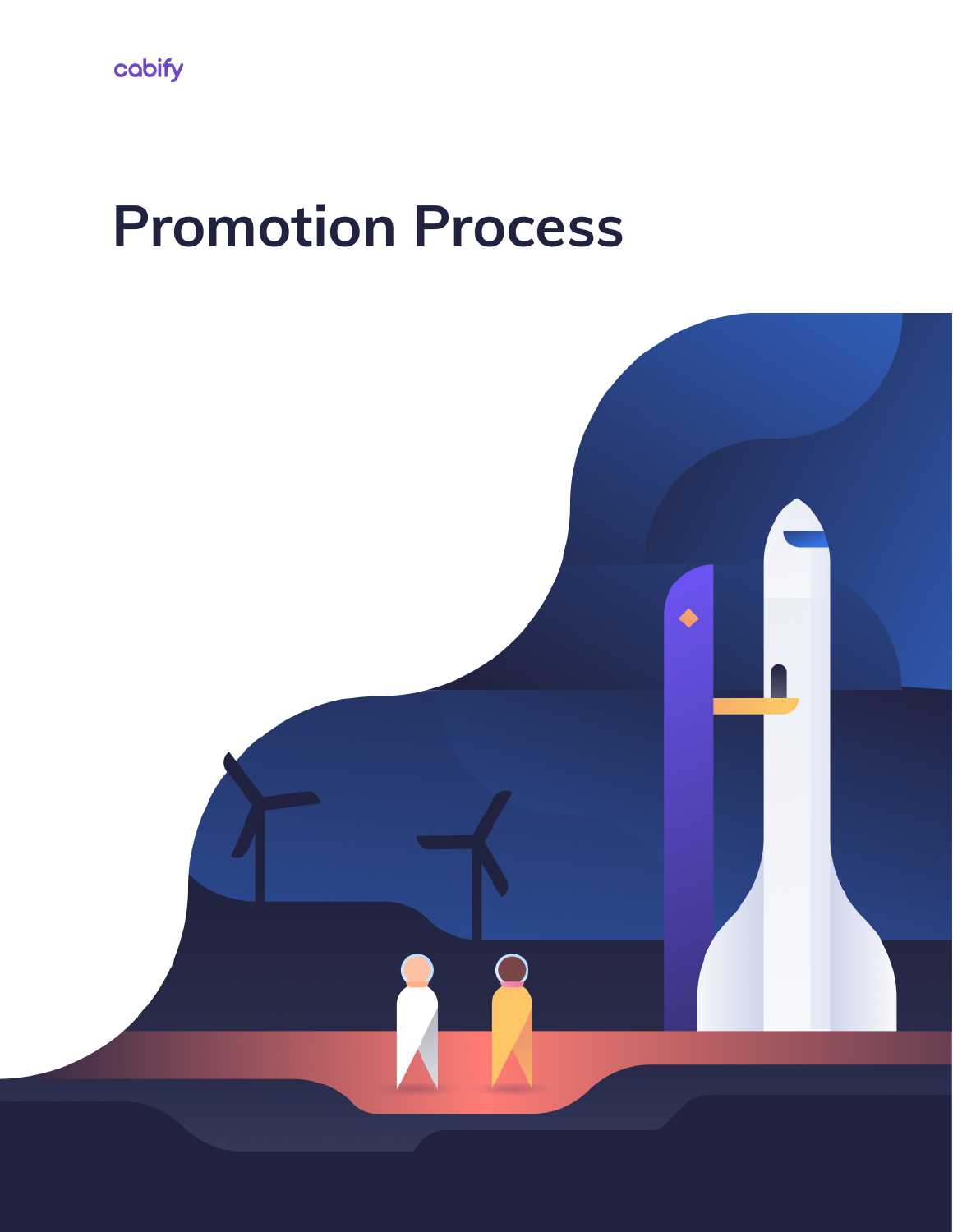cabify

# Promotion Process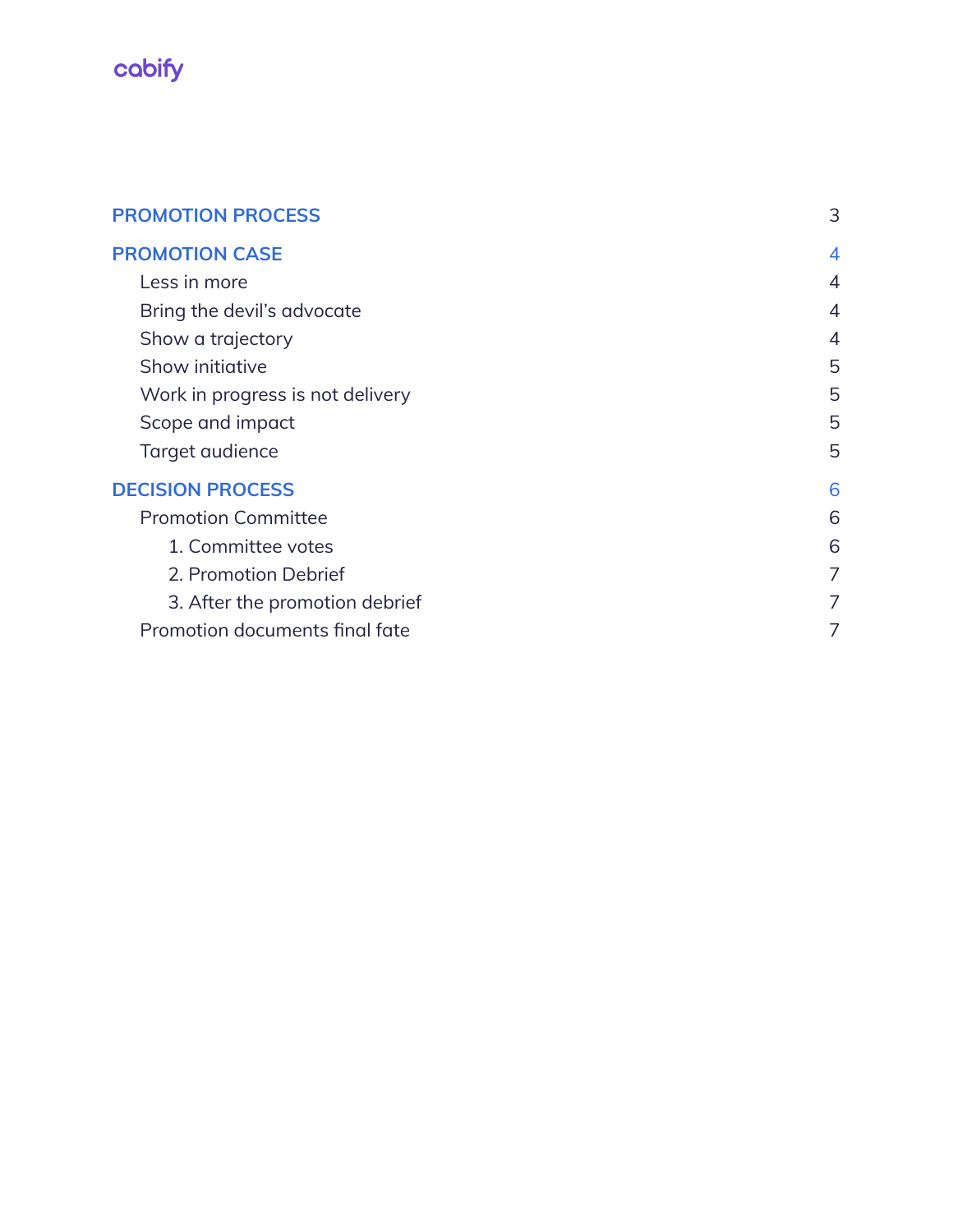cabify

| | |
|---|---|
| **PROMOTION PROCESS** | 3 |
| **PROMOTION CASE** | 4 |
| Less in more | 4 |
| Bring the devil's advocate | 4 |
| Show a trajectory | 4 |
| Show initiative | 5 |
| Work in progress is not delivery | 5 |
| Scope and impact | 5 |
| Target audience | 5 |
| **DECISION PROCESS** | 6 |
| Promotion Committee | 6 |
| 1. Committee votes | 6 |
| 2. Promotion Debrief | 7 |
| 3. After the promotion debrief | 7 |
| Promotion documents final fate | 7 |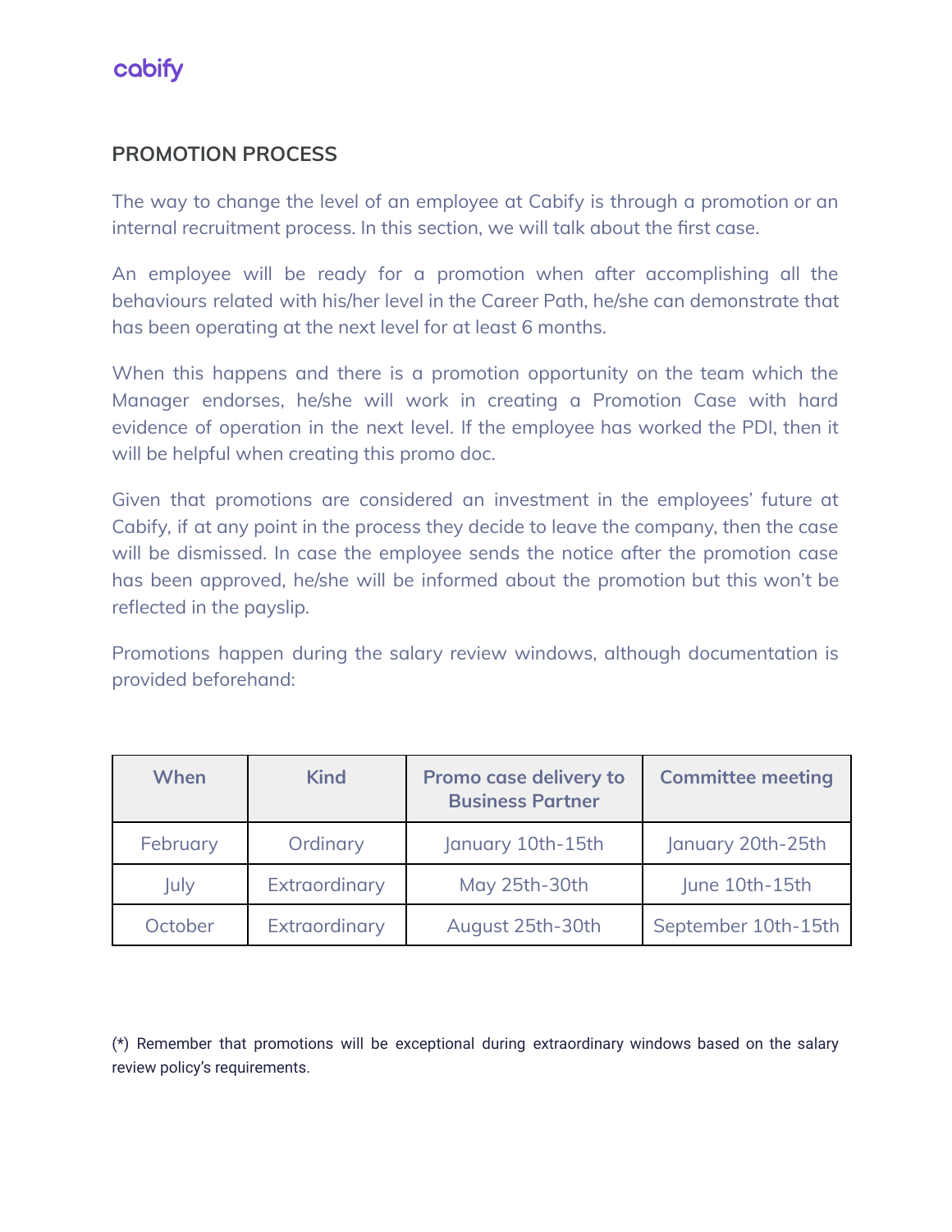## PROMOTION PROCESS

The way to change the level of an employee at Cabify is through a promotion or an internal recruitment process. In this section, we will talk about the first case.

An employee will be ready for a promotion when after accomplishing all the behaviours related with his/her level in the Career Path, he/she can demonstrate that has been operating at the next level for at least 6 months.

When this happens and there is a promotion opportunity on the team which the Manager endorses, he/she will work in creating a Promotion Case with hard evidence of operation in the next level. If the employee has worked the PDI, then it will be helpful when creating this promo doc.

Given that promotions are considered an investment in the employees' future at Cabify, if at any point in the process they decide to leave the company, then the case will be dismissed. In case the employee sends the notice after the promotion case has been approved, he/she will be informed about the promotion but this won't be reflected in the payslip.

Promotions happen during the salary review windows, although documentation is provided beforehand:

| When | Kind | Promo case delivery to Business Partner | Committee meeting |
|---|---|---|---|
| February | Ordinary | January 10th-15th | January 20th-25th |
| July | Extraordinary | May 25th-30th | June 10th-15th |
| October | Extraordinary | August 25th-30th | September 10th-15th |

(*) Remember that promotions will be exceptional during extraordinary windows based on the salary review policy's requirements.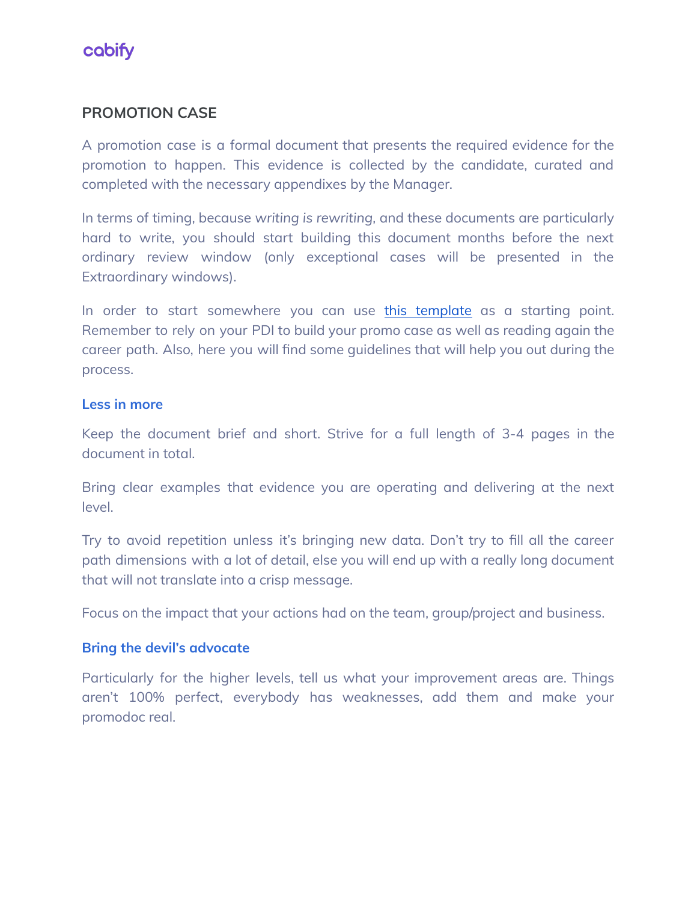## PROMOTION CASE

A promotion case is a formal document that presents the required evidence for the promotion to happen. This evidence is collected by the candidate, curated and completed with the necessary appendixes by the Manager.

In terms of timing, because *writing is rewriting*, and these documents are particularly hard to write, you should start building this document months before the next ordinary review window (only exceptional cases will be presented in the Extraordinary windows).

In order to start somewhere you can use [this template]() as a starting point. Remember to rely on your PDI to build your promo case as well as reading again the career path. Also, here you will find some guidelines that will help you out during the process.

### Less in more

Keep the document brief and short. Strive for a full length of 3-4 pages in the document in total.

Bring clear examples that evidence you are operating and delivering at the next level.

Try to avoid repetition unless it's bringing new data. Don't try to fill all the career path dimensions with a lot of detail, else you will end up with a really long document that will not translate into a crisp message.

Focus on the impact that your actions had on the team, group/project and business.

### Bring the devil's advocate

Particularly for the higher levels, tell us what your improvement areas are. Things aren't 100% perfect, everybody has weaknesses, add them and make your promodoc real.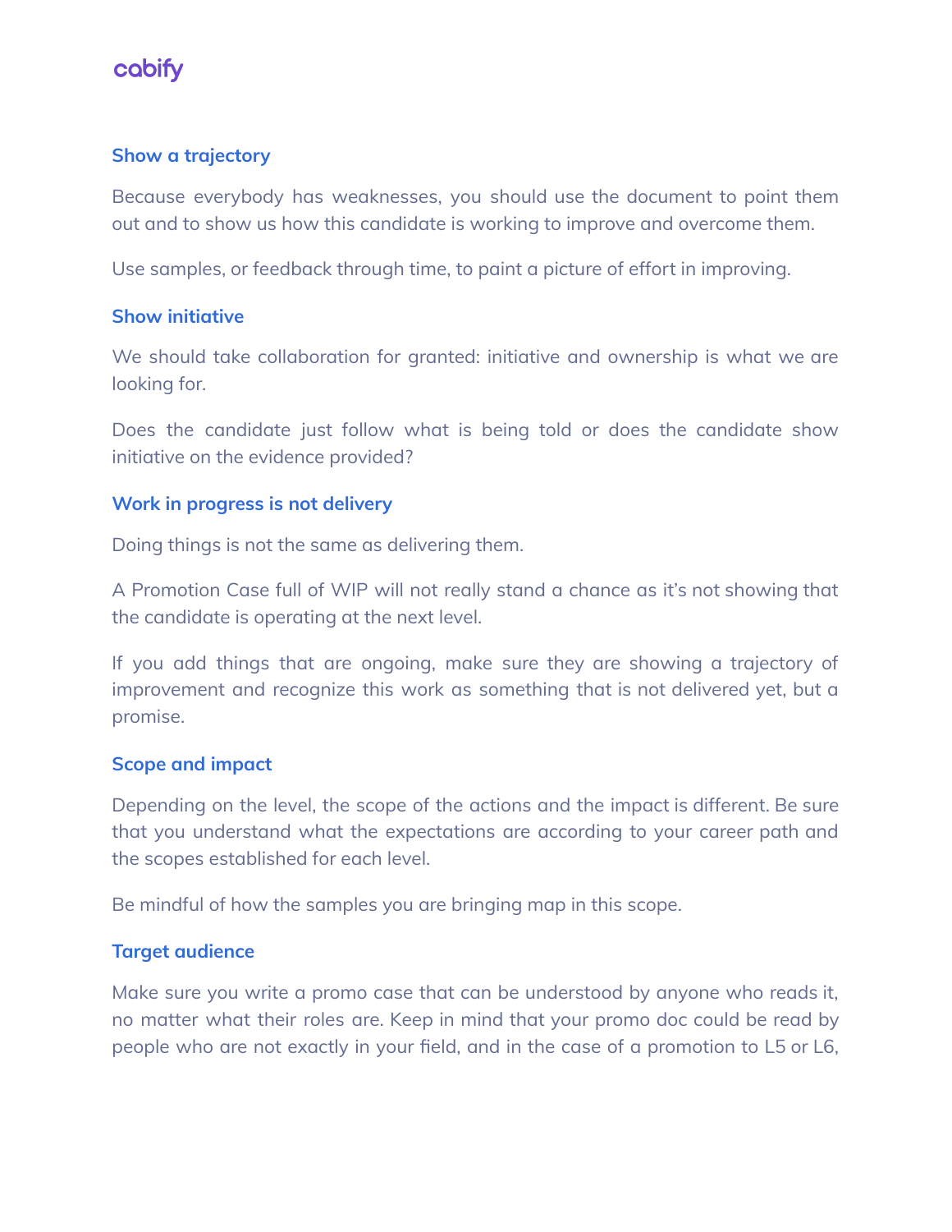### Show a trajectory

Because everybody has weaknesses, you should use the document to point them out and to show us how this candidate is working to improve and overcome them.

Use samples, or feedback through time, to paint a picture of effort in improving.

### Show initiative

We should take collaboration for granted: initiative and ownership is what we are looking for.

Does the candidate just follow what is being told or does the candidate show initiative on the evidence provided?

### Work in progress is not delivery

Doing things is not the same as delivering them.

A Promotion Case full of WIP will not really stand a chance as it's not showing that the candidate is operating at the next level.

If you add things that are ongoing, make sure they are showing a trajectory of improvement and recognize this work as something that is not delivered yet, but a promise.

### Scope and impact

Depending on the level, the scope of the actions and the impact is different. Be sure that you understand what the expectations are according to your career path and the scopes established for each level.

Be mindful of how the samples you are bringing map in this scope.

### Target audience

Make sure you write a promo case that can be understood by anyone who reads it, no matter what their roles are. Keep in mind that your promo doc could be read by people who are not exactly in your field, and in the case of a promotion to L5 or L6,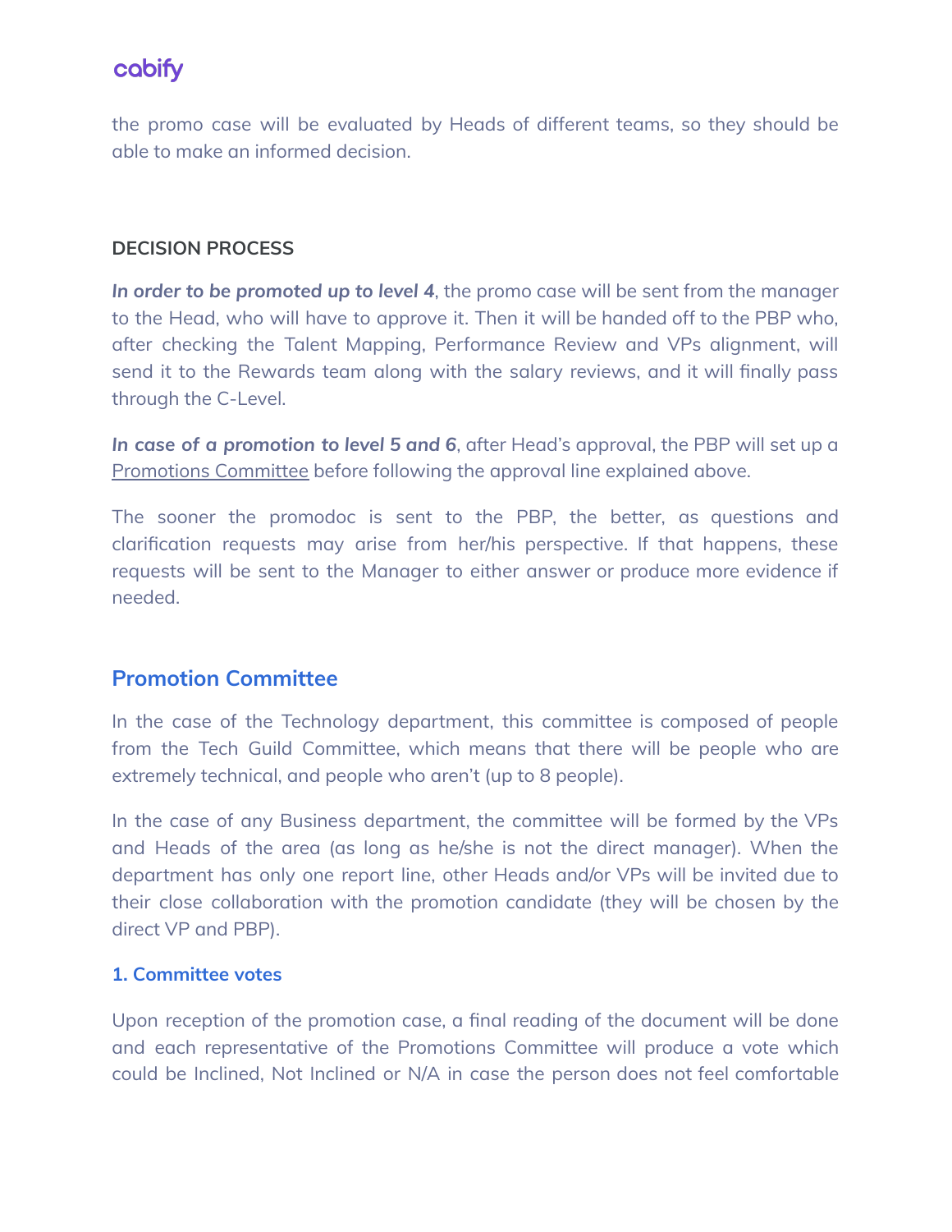the promo case will be evaluated by Heads of different teams, so they should be able to make an informed decision.

**DECISION PROCESS**

***In order to be promoted up to level 4***, the promo case will be sent from the manager to the Head, who will have to approve it. Then it will be handed off to the PBP who, after checking the Talent Mapping, Performance Review and VPs alignment, will send it to the Rewards team along with the salary reviews, and it will finally pass through the C-Level.

***In case of a promotion to level 5 and 6***, after Head's approval, the PBP will set up a Promotions Committee before following the approval line explained above.

The sooner the promodoc is sent to the PBP, the better, as questions and clarification requests may arise from her/his perspective. If that happens, these requests will be sent to the Manager to either answer or produce more evidence if needed.

## Promotion Committee

In the case of the Technology department, this committee is composed of people from the Tech Guild Committee, which means that there will be people who are extremely technical, and people who aren't (up to 8 people).

In the case of any Business department, the committee will be formed by the VPs and Heads of the area (as long as he/she is not the direct manager). When the department has only one report line, other Heads and/or VPs will be invited due to their close collaboration with the promotion candidate (they will be chosen by the direct VP and PBP).

### 1. Committee votes

Upon reception of the promotion case, a final reading of the document will be done and each representative of the Promotions Committee will produce a vote which could be Inclined, Not Inclined or N/A in case the person does not feel comfortable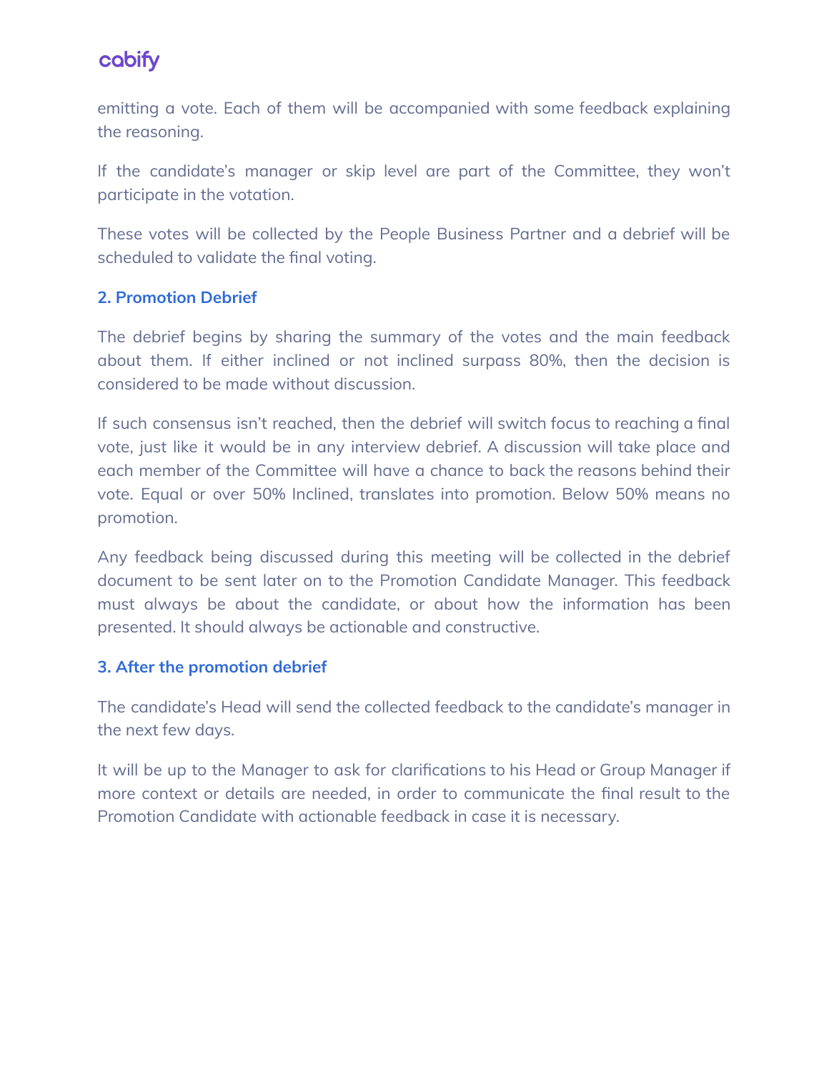emitting a vote. Each of them will be accompanied with some feedback explaining the reasoning.

If the candidate's manager or skip level are part of the Committee, they won't participate in the votation.

These votes will be collected by the People Business Partner and a debrief will be scheduled to validate the final voting.

### 2. Promotion Debrief

The debrief begins by sharing the summary of the votes and the main feedback about them. If either inclined or not inclined surpass 80%, then the decision is considered to be made without discussion.

If such consensus isn't reached, then the debrief will switch focus to reaching a final vote, just like it would be in any interview debrief. A discussion will take place and each member of the Committee will have a chance to back the reasons behind their vote. Equal or over 50% Inclined, translates into promotion. Below 50% means no promotion.

Any feedback being discussed during this meeting will be collected in the debrief document to be sent later on to the Promotion Candidate Manager. This feedback must always be about the candidate, or about how the information has been presented. It should always be actionable and constructive.

### 3. After the promotion debrief

The candidate's Head will send the collected feedback to the candidate's manager in the next few days.

It will be up to the Manager to ask for clarifications to his Head or Group Manager if more context or details are needed, in order to communicate the final result to the Promotion Candidate with actionable feedback in case it is necessary.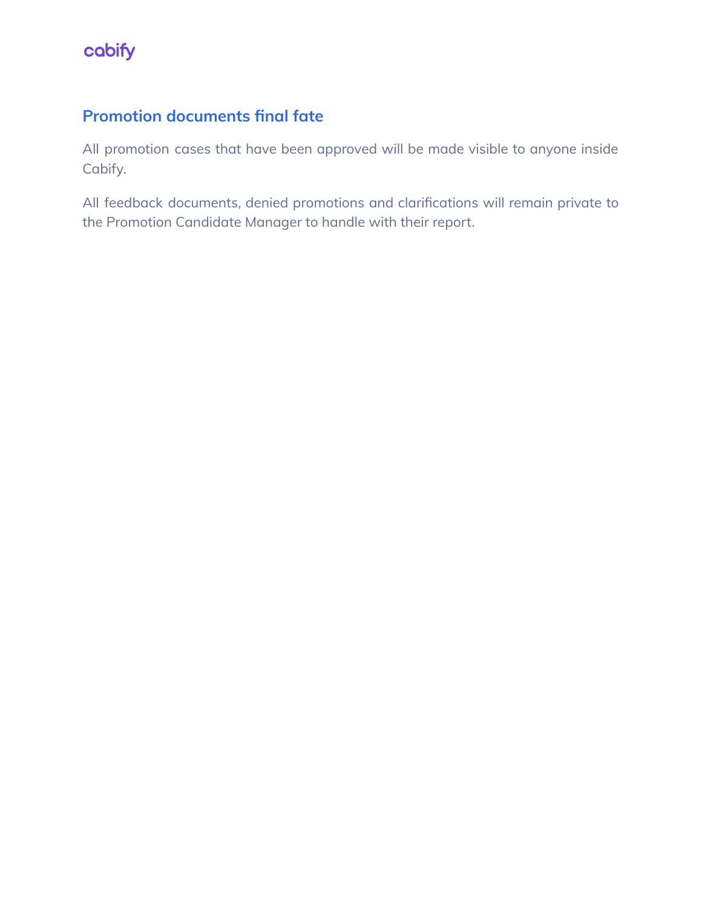## Promotion documents final fate

All promotion cases that have been approved will be made visible to anyone inside Cabify.

All feedback documents, denied promotions and clarifications will remain private to the Promotion Candidate Manager to handle with their report.